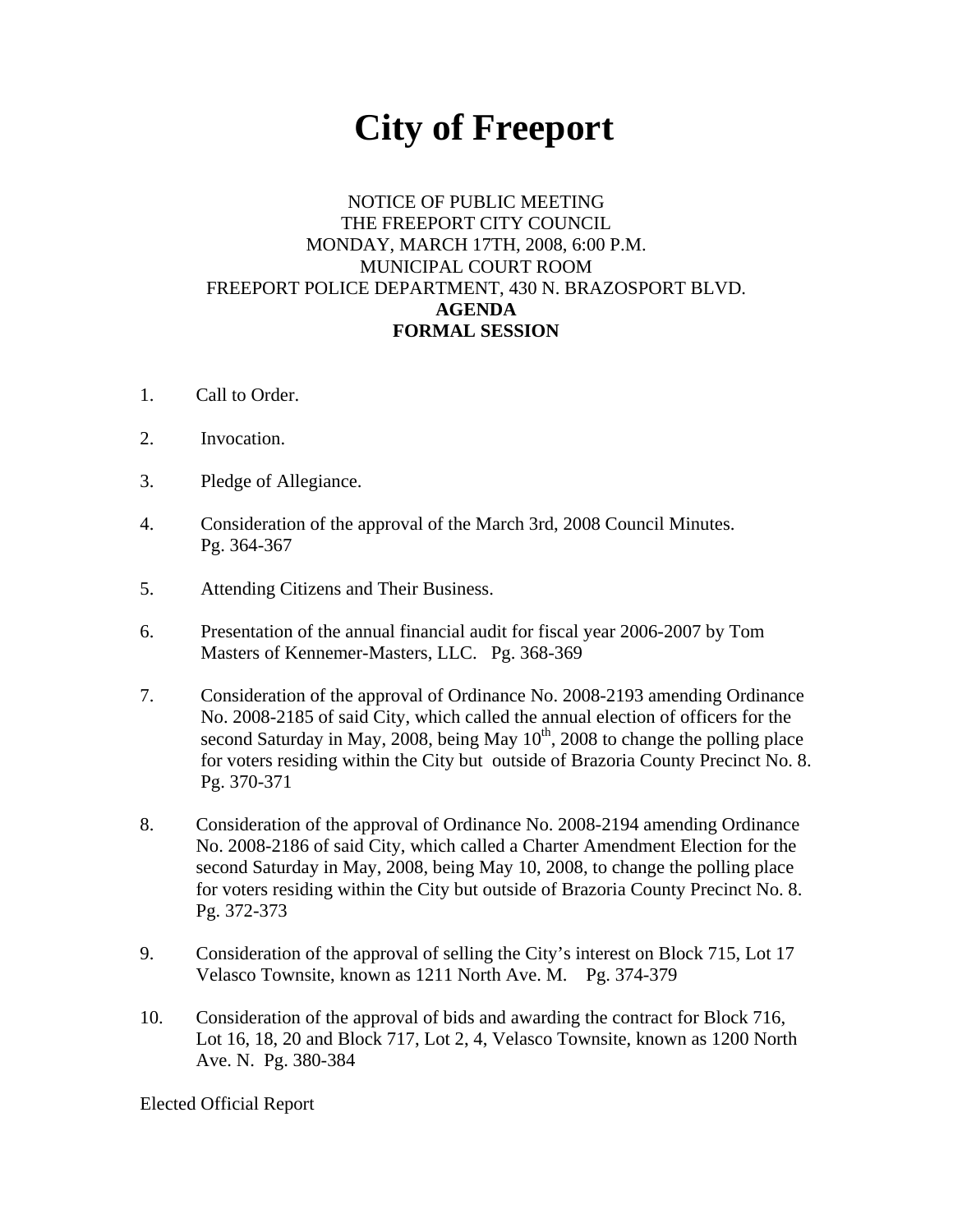# City of Freeport

NOTICE OF PUBLIC MEETING
THE FREEPORT CITY COUNCIL
MONDAY, MARCH 17TH, 2008, 6:00 P.M.
MUNICIPAL COURT ROOM
FREEPORT POLICE DEPARTMENT, 430 N. BRAZOSPORT BLVD.

**AGENDA**
**FORMAL SESSION**

1. Call to Order.

2. Invocation.

3. Pledge of Allegiance.

4. Consideration of the approval of the March 3rd, 2008 Council Minutes. Pg. 364-367

5. Attending Citizens and Their Business.

6. Presentation of the annual financial audit for fiscal year 2006-2007 by Tom Masters of Kennemer-Masters, LLC. Pg. 368-369

7. Consideration of the approval of Ordinance No. 2008-2193 amending Ordinance No. 2008-2185 of said City, which called the annual election of officers for the second Saturday in May, 2008, being May 10th, 2008 to change the polling place for voters residing within the City but outside of Brazoria County Precinct No. 8. Pg. 370-371

8. Consideration of the approval of Ordinance No. 2008-2194 amending Ordinance No. 2008-2186 of said City, which called a Charter Amendment Election for the second Saturday in May, 2008, being May 10, 2008, to change the polling place for voters residing within the City but outside of Brazoria County Precinct No. 8. Pg. 372-373

9. Consideration of the approval of selling the City's interest on Block 715, Lot 17 Velasco Townsite, known as 1211 North Ave. M. Pg. 374-379

10. Consideration of the approval of bids and awarding the contract for Block 716, Lot 16, 18, 20 and Block 717, Lot 2, 4, Velasco Townsite, known as 1200 North Ave. N. Pg. 380-384

Elected Official Report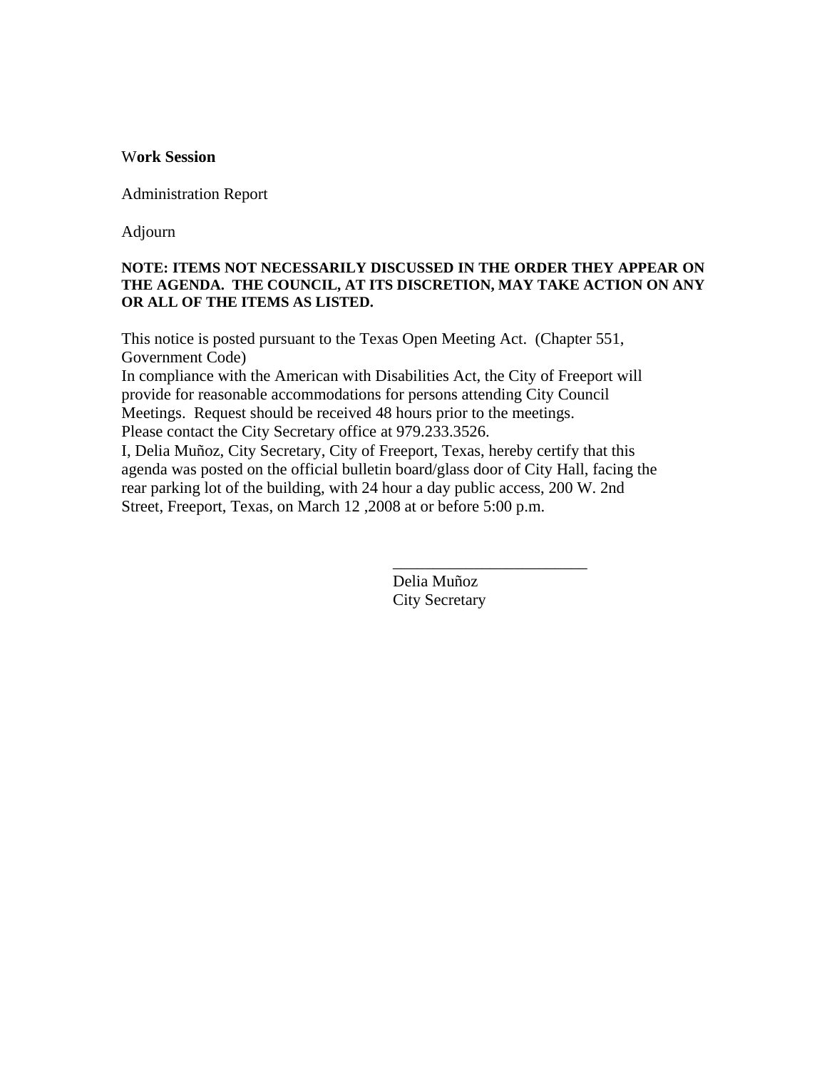**Work Session**

Administration Report

Adjourn

**NOTE: ITEMS NOT NECESSARILY DISCUSSED IN THE ORDER THEY APPEAR ON THE AGENDA. THE COUNCIL, AT ITS DISCRETION, MAY TAKE ACTION ON ANY OR ALL OF THE ITEMS AS LISTED.**

This notice is posted pursuant to the Texas Open Meeting Act. (Chapter 551, Government Code)
In compliance with the American with Disabilities Act, the City of Freeport will provide for reasonable accommodations for persons attending City Council Meetings. Request should be received 48 hours prior to the meetings.
Please contact the City Secretary office at 979.233.3526.
I, Delia Muñoz, City Secretary, City of Freeport, Texas, hereby certify that this agenda was posted on the official bulletin board/glass door of City Hall, facing the rear parking lot of the building, with 24 hour a day public access, 200 W. 2nd Street, Freeport, Texas, on March 12 ,2008 at or before 5:00 p.m.

________________________
Delia Muñoz
City Secretary